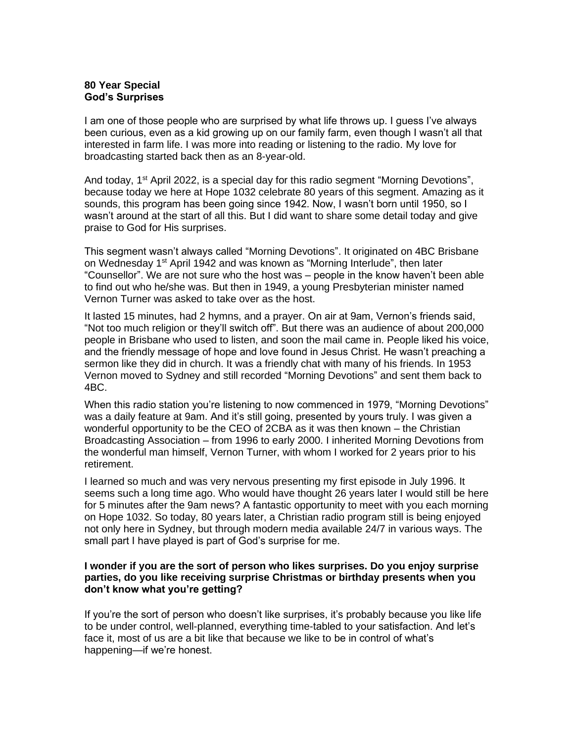**80 Year Special**
**God's Surprises**

I am one of those people who are surprised by what life throws up. I guess I've always been curious, even as a kid growing up on our family farm, even though I wasn't all that interested in farm life. I was more into reading or listening to the radio. My love for broadcasting started back then as an 8-year-old.

And today, 1st April 2022, is a special day for this radio segment "Morning Devotions", because today we here at Hope 1032 celebrate 80 years of this segment. Amazing as it sounds, this program has been going since 1942. Now, I wasn't born until 1950, so I wasn't around at the start of all this. But I did want to share some detail today and give praise to God for His surprises.

This segment wasn't always called "Morning Devotions". It originated on 4BC Brisbane on Wednesday 1st April 1942 and was known as "Morning Interlude", then later "Counsellor". We are not sure who the host was – people in the know haven't been able to find out who he/she was. But then in 1949, a young Presbyterian minister named Vernon Turner was asked to take over as the host.

It lasted 15 minutes, had 2 hymns, and a prayer. On air at 9am, Vernon's friends said, "Not too much religion or they'll switch off". But there was an audience of about 200,000 people in Brisbane who used to listen, and soon the mail came in. People liked his voice, and the friendly message of hope and love found in Jesus Christ. He wasn't preaching a sermon like they did in church. It was a friendly chat with many of his friends. In 1953 Vernon moved to Sydney and still recorded "Morning Devotions" and sent them back to 4BC.

When this radio station you're listening to now commenced in 1979, "Morning Devotions" was a daily feature at 9am. And it's still going, presented by yours truly. I was given a wonderful opportunity to be the CEO of 2CBA as it was then known – the Christian Broadcasting Association – from 1996 to early 2000. I inherited Morning Devotions from the wonderful man himself, Vernon Turner, with whom I worked for 2 years prior to his retirement.

I learned so much and was very nervous presenting my first episode in July 1996. It seems such a long time ago. Who would have thought 26 years later I would still be here for 5 minutes after the 9am news? A fantastic opportunity to meet with you each morning on Hope 1032. So today, 80 years later, a Christian radio program still is being enjoyed not only here in Sydney, but through modern media available 24/7 in various ways. The small part I have played is part of God's surprise for me.

**I wonder if you are the sort of person who likes surprises. Do you enjoy surprise parties, do you like receiving surprise Christmas or birthday presents when you don't know what you're getting?**

If you're the sort of person who doesn't like surprises, it's probably because you like life to be under control, well-planned, everything time-tabled to your satisfaction. And let's face it, most of us are a bit like that because we like to be in control of what's happening—if we're honest.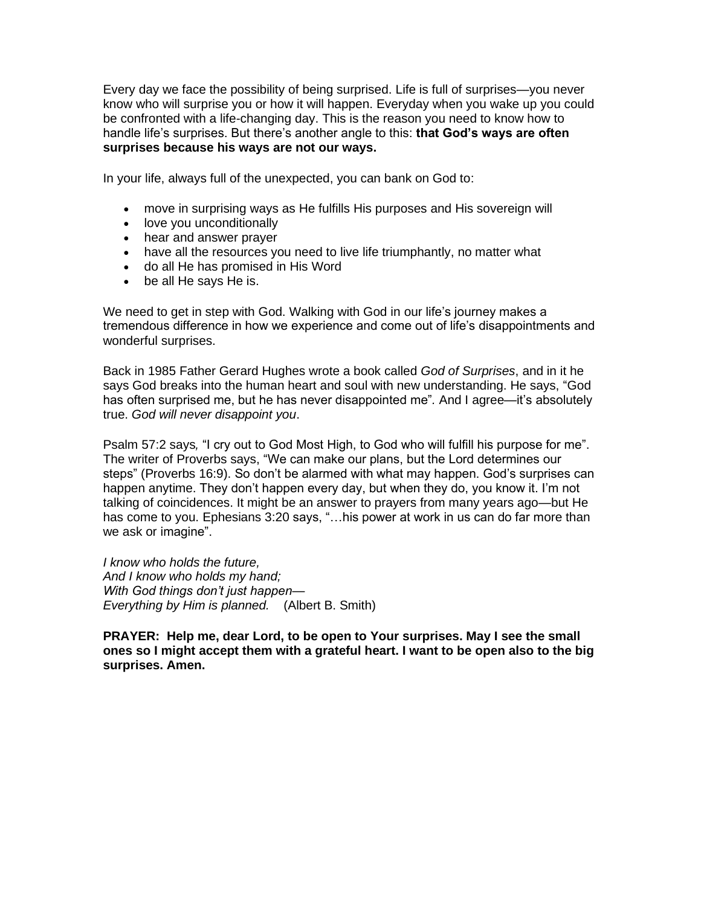Every day we face the possibility of being surprised. Life is full of surprises—you never know who will surprise you or how it will happen. Everyday when you wake up you could be confronted with a life-changing day. This is the reason you need to know how to handle life's surprises. But there's another angle to this: **that God's ways are often surprises because his ways are not our ways.**

In your life, always full of the unexpected, you can bank on God to:

- move in surprising ways as He fulfills His purposes and His sovereign will
- love you unconditionally
- hear and answer prayer
- have all the resources you need to live life triumphantly, no matter what
- do all He has promised in His Word
- be all He says He is.

We need to get in step with God. Walking with God in our life's journey makes a tremendous difference in how we experience and come out of life's disappointments and wonderful surprises.

Back in 1985 Father Gerard Hughes wrote a book called *God of Surprises*, and in it he says God breaks into the human heart and soul with new understanding. He says, "God has often surprised me, but he has never disappointed me". And I agree—it's absolutely true. *God will never disappoint you*.

Psalm 57:2 says*,* "I cry out to God Most High, to God who will fulfill his purpose for me". The writer of Proverbs says, "We can make our plans, but the Lord determines our steps" (Proverbs 16:9). So don't be alarmed with what may happen. God's surprises can happen anytime. They don't happen every day, but when they do, you know it. I'm not talking of coincidences. It might be an answer to prayers from many years ago—but He has come to you. Ephesians 3:20 says, "…his power at work in us can do far more than we ask or imagine".

*I know who holds the future,*
*And I know who holds my hand;*
*With God things don't just happen—*
*Everything by Him is planned.* (Albert B. Smith)

**PRAYER: Help me, dear Lord, to be open to Your surprises. May I see the small ones so I might accept them with a grateful heart. I want to be open also to the big surprises. Amen.**